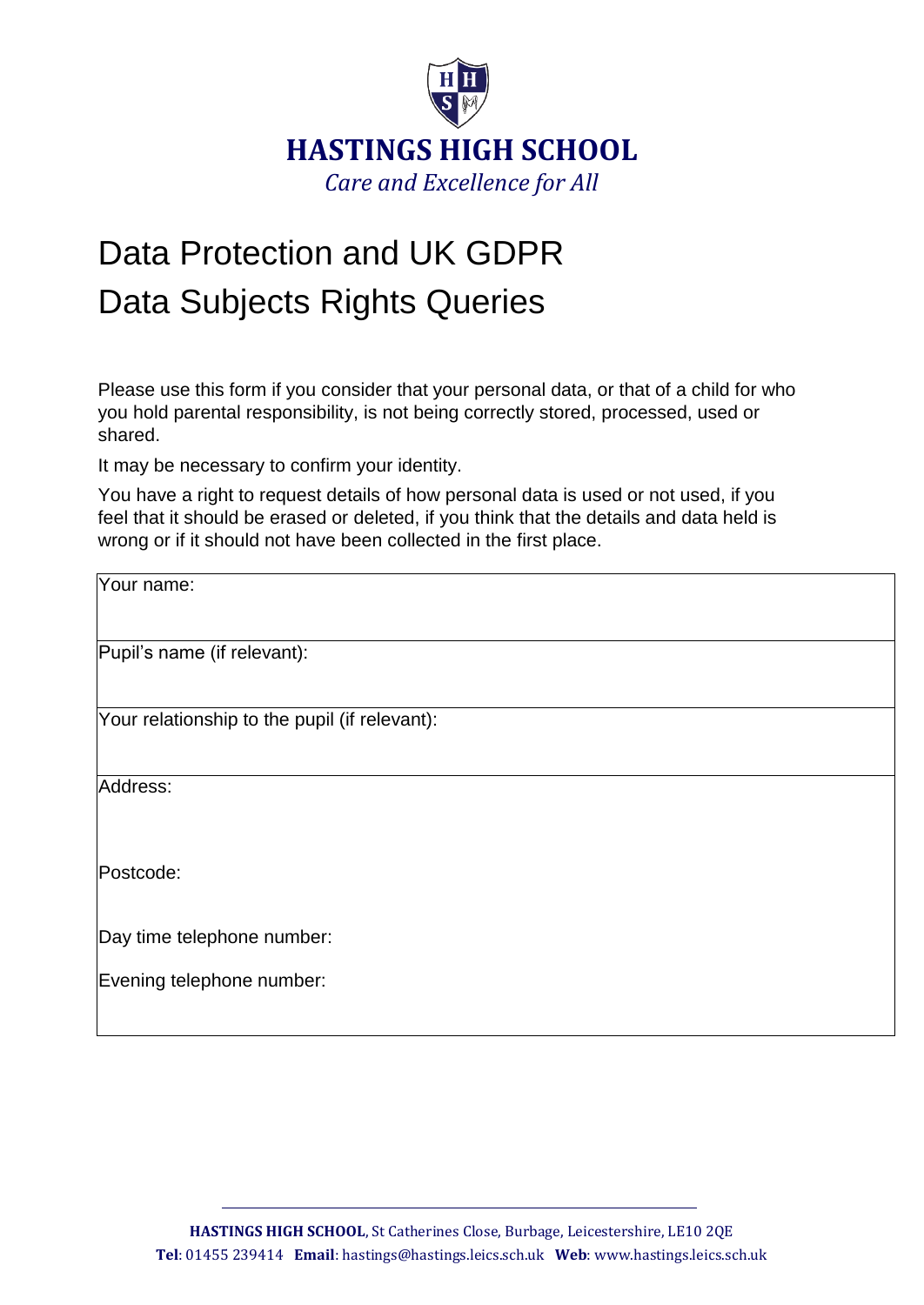**HASTINGS HIGH SCHOOL**

*Care and Excellence for All*

# Data Protection and UK GDPR
# Data Subjects Rights Queries

Please use this form if you consider that your personal data, or that of a child for who you hold parental responsibility, is not being correctly stored, processed, used or shared.

It may be necessary to confirm your identity.

You have a right to request details of how personal data is used or not used, if you feel that it should be erased or deleted, if you think that the details and data held is wrong or if it should not have been collected in the first place.

| |
|---|
| Your name: |
| Pupil's name (if relevant): |
| Your relationship to the pupil (if relevant): |
| Address:<br><br>Postcode:<br><br>Day time telephone number:<br><br>Evening telephone number: |

**HASTINGS HIGH SCHOOL**, St Catherines Close, Burbage, Leicestershire, LE10 2QE
**Tel**: 01455 239414 **Email**: hastings@hastings.leics.sch.uk **Web**: www.hastings.leics.sch.uk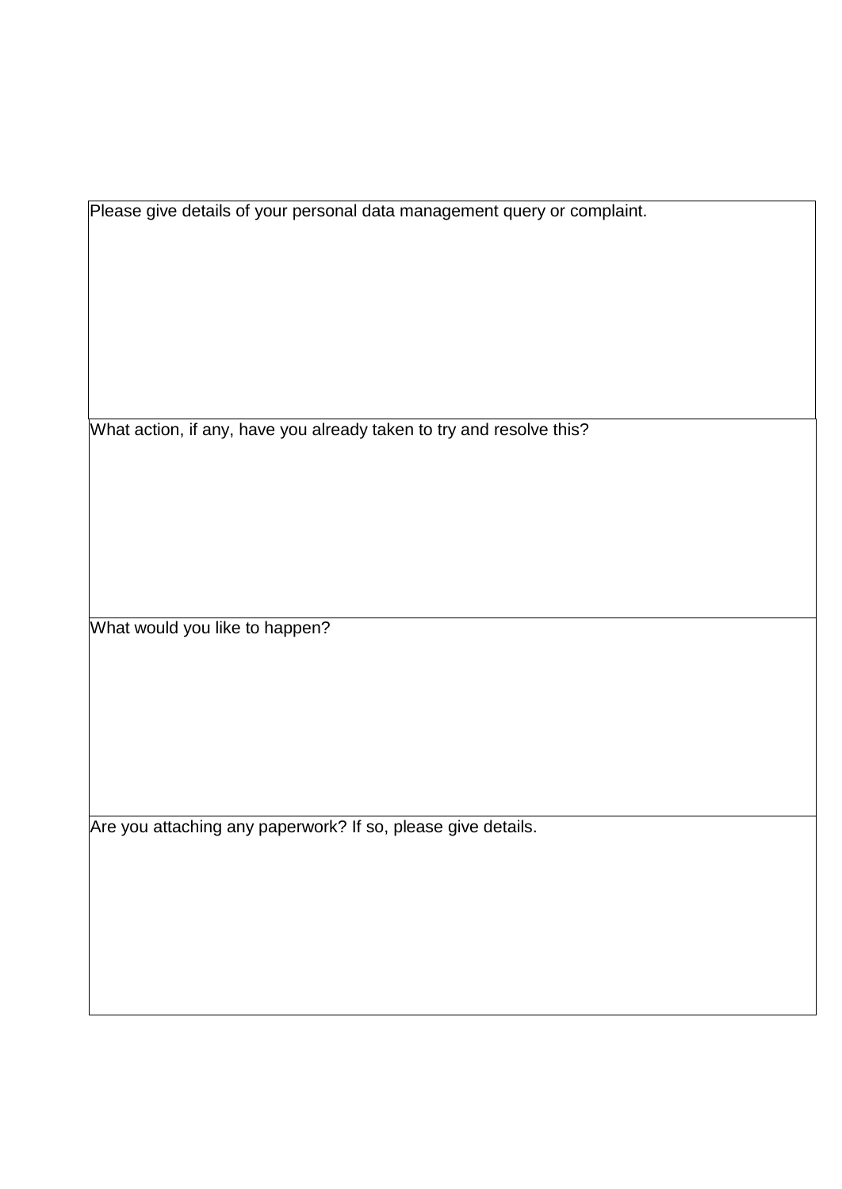| Please give details of your personal data management query or complaint. |
| --- |
| What action, if any, have you already taken to try and resolve this? |
| What would you like to happen? |
| Are you attaching any paperwork? If so, please give details. |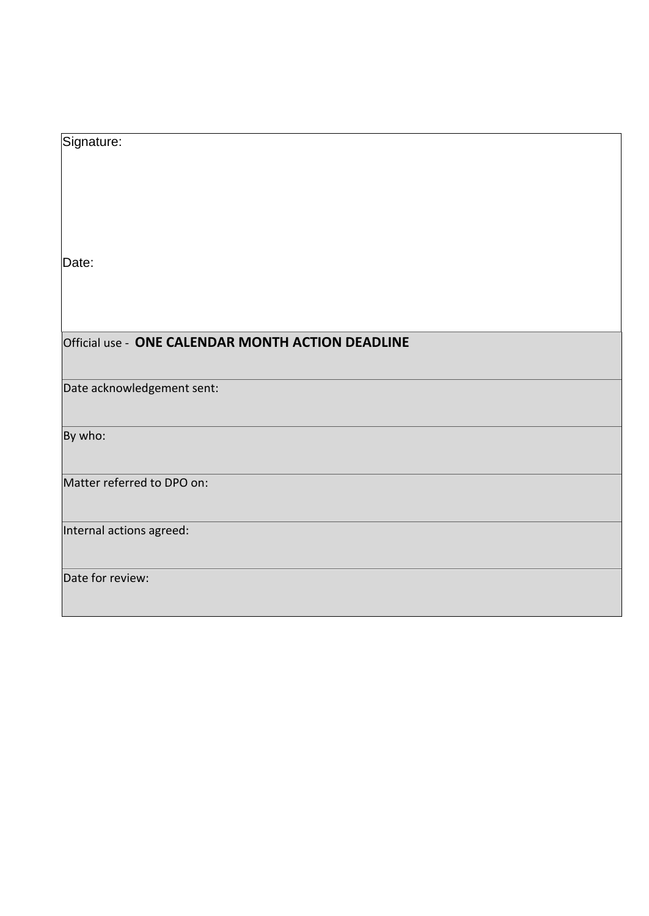Signature:

Date:

| |
|---|
| Official use - **ONE CALENDAR MONTH ACTION DEADLINE** |
| Date acknowledgement sent: |
| By who: |
| Matter referred to DPO on: |
| Internal actions agreed: |
| Date for review: |